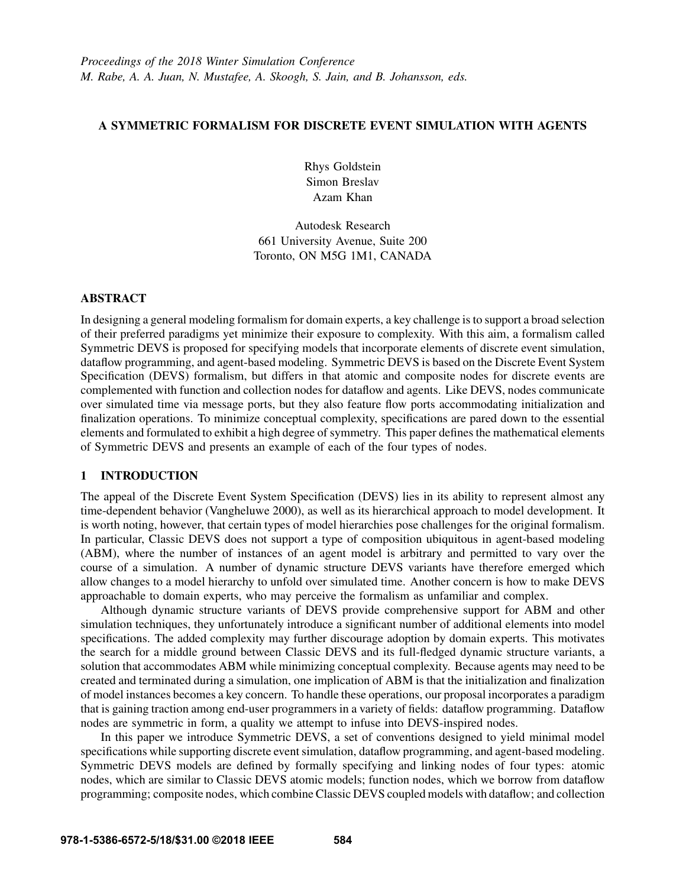*Proceedings of the 2018 Winter Simulation Conference*
*M. Rabe, A. A. Juan, N. Mustafee, A. Skoogh, S. Jain, and B. Johansson, eds.*

# A SYMMETRIC FORMALISM FOR DISCRETE EVENT SIMULATION WITH AGENTS

Rhys Goldstein
Simon Breslav
Azam Khan

Autodesk Research
661 University Avenue, Suite 200
Toronto, ON M5G 1M1, CANADA

## ABSTRACT

In designing a general modeling formalism for domain experts, a key challenge is to support a broad selection of their preferred paradigms yet minimize their exposure to complexity. With this aim, a formalism called Symmetric DEVS is proposed for specifying models that incorporate elements of discrete event simulation, dataflow programming, and agent-based modeling. Symmetric DEVS is based on the Discrete Event System Specification (DEVS) formalism, but differs in that atomic and composite nodes for discrete events are complemented with function and collection nodes for dataflow and agents. Like DEVS, nodes communicate over simulated time via message ports, but they also feature flow ports accommodating initialization and finalization operations. To minimize conceptual complexity, specifications are pared down to the essential elements and formulated to exhibit a high degree of symmetry. This paper defines the mathematical elements of Symmetric DEVS and presents an example of each of the four types of nodes.

## 1 INTRODUCTION

The appeal of the Discrete Event System Specification (DEVS) lies in its ability to represent almost any time-dependent behavior (Vangheluwe 2000), as well as its hierarchical approach to model development. It is worth noting, however, that certain types of model hierarchies pose challenges for the original formalism. In particular, Classic DEVS does not support a type of composition ubiquitous in agent-based modeling (ABM), where the number of instances of an agent model is arbitrary and permitted to vary over the course of a simulation. A number of dynamic structure DEVS variants have therefore emerged which allow changes to a model hierarchy to unfold over simulated time. Another concern is how to make DEVS approachable to domain experts, who may perceive the formalism as unfamiliar and complex.

Although dynamic structure variants of DEVS provide comprehensive support for ABM and other simulation techniques, they unfortunately introduce a significant number of additional elements into model specifications. The added complexity may further discourage adoption by domain experts. This motivates the search for a middle ground between Classic DEVS and its full-fledged dynamic structure variants, a solution that accommodates ABM while minimizing conceptual complexity. Because agents may need to be created and terminated during a simulation, one implication of ABM is that the initialization and finalization of model instances becomes a key concern. To handle these operations, our proposal incorporates a paradigm that is gaining traction among end-user programmers in a variety of fields: dataflow programming. Dataflow nodes are symmetric in form, a quality we attempt to infuse into DEVS-inspired nodes.

In this paper we introduce Symmetric DEVS, a set of conventions designed to yield minimal model specifications while supporting discrete event simulation, dataflow programming, and agent-based modeling. Symmetric DEVS models are defined by formally specifying and linking nodes of four types: atomic nodes, which are similar to Classic DEVS atomic models; function nodes, which we borrow from dataflow programming; composite nodes, which combine Classic DEVS coupled models with dataflow; and collection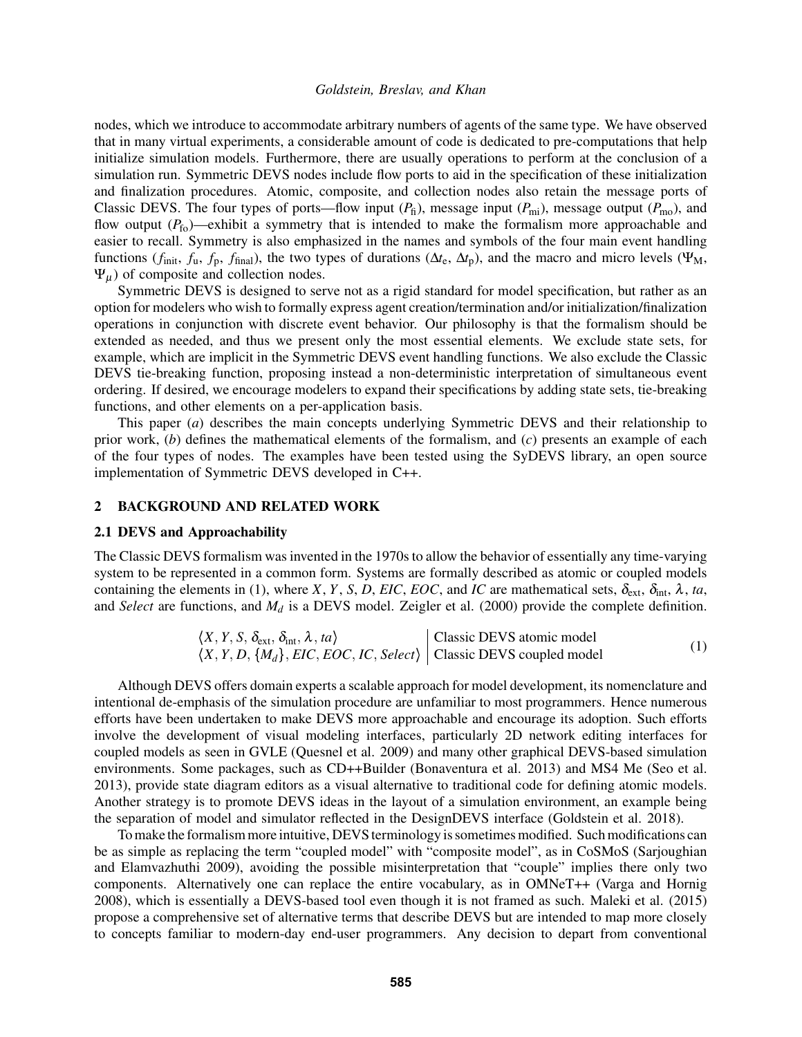nodes, which we introduce to accommodate arbitrary numbers of agents of the same type. We have observed that in many virtual experiments, a considerable amount of code is dedicated to pre-computations that help initialize simulation models. Furthermore, there are usually operations to perform at the conclusion of a simulation run. Symmetric DEVS nodes include flow ports to aid in the specification of these initialization and finalization procedures. Atomic, composite, and collection nodes also retain the message ports of Classic DEVS. The four types of ports—flow input ($P_{\text{fi}}$), message input ($P_{\text{mi}}$), message output ($P_{\text{mo}}$), and flow output ($P_{\text{fo}}$)—exhibit a symmetry that is intended to make the formalism more approachable and easier to recall. Symmetry is also emphasized in the names and symbols of the four main event handling functions ($f_{\text{init}}$, $f_{\text{u}}$, $f_{\text{p}}$, $f_{\text{final}}$), the two types of durations ($\Delta t_{\text{e}}$, $\Delta t_{\text{p}}$), and the macro and micro levels ($\Psi_{\text{M}}$, $\Psi_{\mu}$) of composite and collection nodes.

Symmetric DEVS is designed to serve not as a rigid standard for model specification, but rather as an option for modelers who wish to formally express agent creation/termination and/or initialization/finalization operations in conjunction with discrete event behavior. Our philosophy is that the formalism should be extended as needed, and thus we present only the most essential elements. We exclude state sets, for example, which are implicit in the Symmetric DEVS event handling functions. We also exclude the Classic DEVS tie-breaking function, proposing instead a non-deterministic interpretation of simultaneous event ordering. If desired, we encourage modelers to expand their specifications by adding state sets, tie-breaking functions, and other elements on a per-application basis.

This paper (*a*) describes the main concepts underlying Symmetric DEVS and their relationship to prior work, (*b*) defines the mathematical elements of the formalism, and (*c*) presents an example of each of the four types of nodes. The examples have been tested using the SyDEVS library, an open source implementation of Symmetric DEVS developed in C++.

## 2 BACKGROUND AND RELATED WORK

### 2.1 DEVS and Approachability

The Classic DEVS formalism was invented in the 1970s to allow the behavior of essentially any time-varying system to be represented in a common form. Systems are formally described as atomic or coupled models containing the elements in (1), where $X$, $Y$, $S$, $D$, $EIC$, $EOC$, and $IC$ are mathematical sets, $\delta_{\text{ext}}$, $\delta_{\text{int}}$, $\lambda$, $ta$, and $Select$ are functions, and $M_d$ is a DEVS model. Zeigler et al. (2000) provide the complete definition.

$$
\begin{array}{l|l}
\langle X, Y, S, \delta_{\text{ext}}, \delta_{\text{int}}, \lambda, ta \rangle & \text{Classic DEVS atomic model} \\
\langle X, Y, D, \{M_d\}, EIC, EOC, IC, Select \rangle & \text{Classic DEVS coupled model}
\end{array}
\tag{1}
$$

Although DEVS offers domain experts a scalable approach for model development, its nomenclature and intentional de-emphasis of the simulation procedure are unfamiliar to most programmers. Hence numerous efforts have been undertaken to make DEVS more approachable and encourage its adoption. Such efforts involve the development of visual modeling interfaces, particularly 2D network editing interfaces for coupled models as seen in GVLE (Quesnel et al. 2009) and many other graphical DEVS-based simulation environments. Some packages, such as CD++Builder (Bonaventura et al. 2013) and MS4 Me (Seo et al. 2013), provide state diagram editors as a visual alternative to traditional code for defining atomic models. Another strategy is to promote DEVS ideas in the layout of a simulation environment, an example being the separation of model and simulator reflected in the DesignDEVS interface (Goldstein et al. 2018).

To make the formalism more intuitive, DEVS terminology is sometimes modified. Such modifications can be as simple as replacing the term "coupled model" with "composite model", as in CoSMoS (Sarjoughian and Elamvazhuthi 2009), avoiding the possible misinterpretation that "couple" implies there only two components. Alternatively one can replace the entire vocabulary, as in OMNeT++ (Varga and Hornig 2008), which is essentially a DEVS-based tool even though it is not framed as such. Maleki et al. (2015) propose a comprehensive set of alternative terms that describe DEVS but are intended to map more closely to concepts familiar to modern-day end-user programmers. Any decision to depart from conventional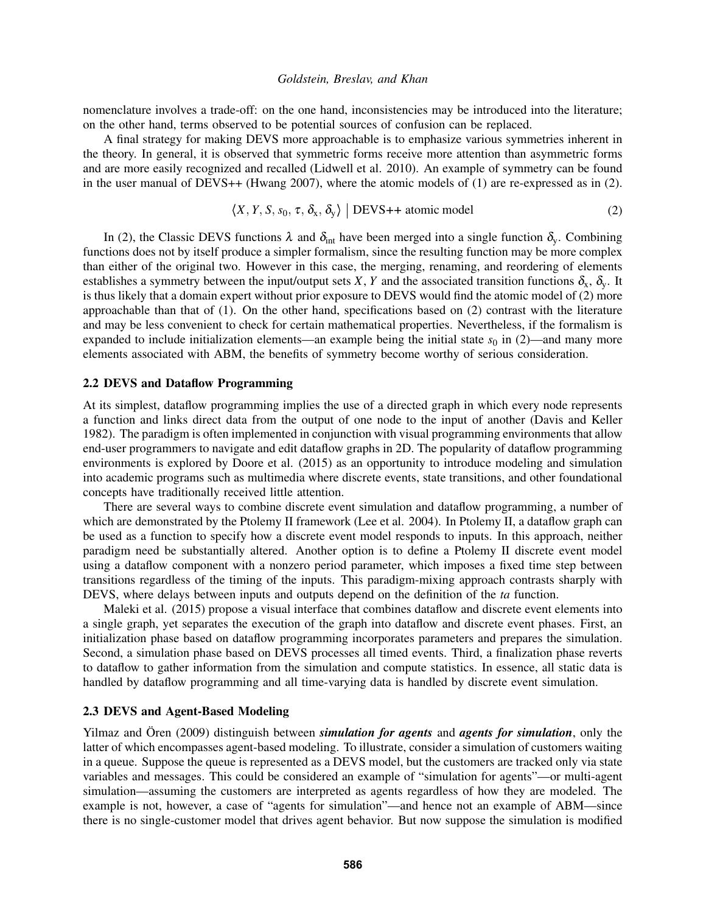nomenclature involves a trade-off: on the one hand, inconsistencies may be introduced into the literature; on the other hand, terms observed to be potential sources of confusion can be replaced.

A final strategy for making DEVS more approachable is to emphasize various symmetries inherent in the theory. In general, it is observed that symmetric forms receive more attention than asymmetric forms and are more easily recognized and recalled (Lidwell et al. 2010). An example of symmetry can be found in the user manual of DEVS++ (Hwang 2007), where the atomic models of (1) are re-expressed as in (2).

$$\langle X, Y, S, s_0, \tau, \delta_\text{x}, \delta_\text{y} \rangle \;\big|\; \text{DEVS++ atomic model} \tag{2}$$

In (2), the Classic DEVS functions $\lambda$ and $\delta_\text{int}$ have been merged into a single function $\delta_\text{y}$. Combining functions does not by itself produce a simpler formalism, since the resulting function may be more complex than either of the original two. However in this case, the merging, renaming, and reordering of elements establishes a symmetry between the input/output sets $X$, $Y$ and the associated transition functions $\delta_\text{x}$, $\delta_\text{y}$. It is thus likely that a domain expert without prior exposure to DEVS would find the atomic model of (2) more approachable than that of (1). On the other hand, specifications based on (2) contrast with the literature and may be less convenient to check for certain mathematical properties. Nevertheless, if the formalism is expanded to include initialization elements—an example being the initial state $s_0$ in (2)—and many more elements associated with ABM, the benefits of symmetry become worthy of serious consideration.

### 2.2 DEVS and Dataflow Programming

At its simplest, dataflow programming implies the use of a directed graph in which every node represents a function and links direct data from the output of one node to the input of another (Davis and Keller 1982). The paradigm is often implemented in conjunction with visual programming environments that allow end-user programmers to navigate and edit dataflow graphs in 2D. The popularity of dataflow programming environments is explored by Doore et al. (2015) as an opportunity to introduce modeling and simulation into academic programs such as multimedia where discrete events, state transitions, and other foundational concepts have traditionally received little attention.

There are several ways to combine discrete event simulation and dataflow programming, a number of which are demonstrated by the Ptolemy II framework (Lee et al. 2004). In Ptolemy II, a dataflow graph can be used as a function to specify how a discrete event model responds to inputs. In this approach, neither paradigm need be substantially altered. Another option is to define a Ptolemy II discrete event model using a dataflow component with a nonzero period parameter, which imposes a fixed time step between transitions regardless of the timing of the inputs. This paradigm-mixing approach contrasts sharply with DEVS, where delays between inputs and outputs depend on the definition of the *ta* function.

Maleki et al. (2015) propose a visual interface that combines dataflow and discrete event elements into a single graph, yet separates the execution of the graph into dataflow and discrete event phases. First, an initialization phase based on dataflow programming incorporates parameters and prepares the simulation. Second, a simulation phase based on DEVS processes all timed events. Third, a finalization phase reverts to dataflow to gather information from the simulation and compute statistics. In essence, all static data is handled by dataflow programming and all time-varying data is handled by discrete event simulation.

### 2.3 DEVS and Agent-Based Modeling

Yilmaz and Ören (2009) distinguish between ***simulation for agents*** and ***agents for simulation***, only the latter of which encompasses agent-based modeling. To illustrate, consider a simulation of customers waiting in a queue. Suppose the queue is represented as a DEVS model, but the customers are tracked only via state variables and messages. This could be considered an example of "simulation for agents"—or multi-agent simulation—assuming the customers are interpreted as agents regardless of how they are modeled. The example is not, however, a case of "agents for simulation"—and hence not an example of ABM—since there is no single-customer model that drives agent behavior. But now suppose the simulation is modified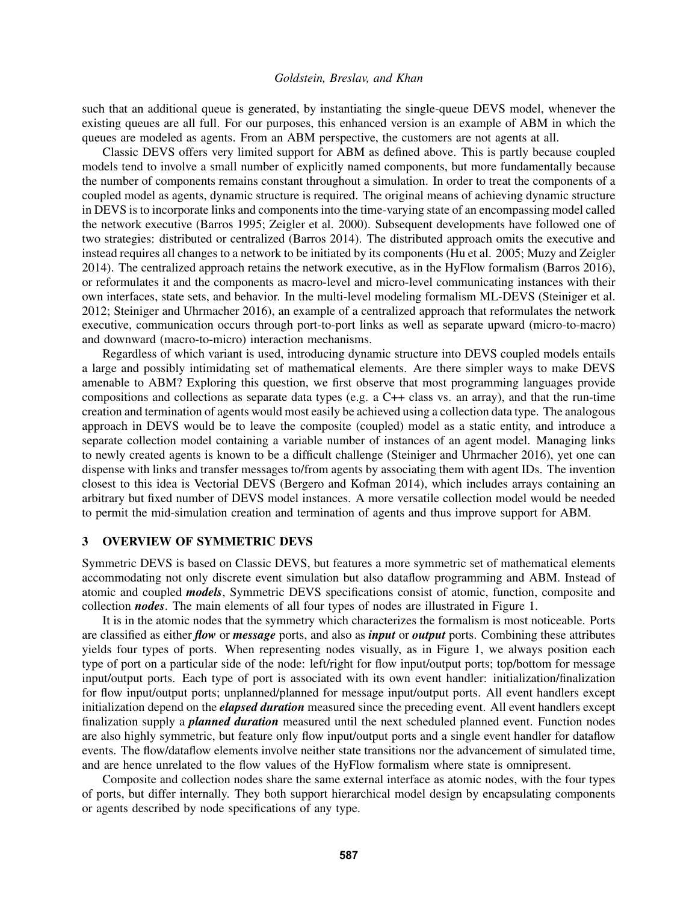such that an additional queue is generated, by instantiating the single-queue DEVS model, whenever the existing queues are all full. For our purposes, this enhanced version is an example of ABM in which the queues are modeled as agents. From an ABM perspective, the customers are not agents at all.

Classic DEVS offers very limited support for ABM as defined above. This is partly because coupled models tend to involve a small number of explicitly named components, but more fundamentally because the number of components remains constant throughout a simulation. In order to treat the components of a coupled model as agents, dynamic structure is required. The original means of achieving dynamic structure in DEVS is to incorporate links and components into the time-varying state of an encompassing model called the network executive (Barros 1995; Zeigler et al. 2000). Subsequent developments have followed one of two strategies: distributed or centralized (Barros 2014). The distributed approach omits the executive and instead requires all changes to a network to be initiated by its components (Hu et al. 2005; Muzy and Zeigler 2014). The centralized approach retains the network executive, as in the HyFlow formalism (Barros 2016), or reformulates it and the components as macro-level and micro-level communicating instances with their own interfaces, state sets, and behavior. In the multi-level modeling formalism ML-DEVS (Steiniger et al. 2012; Steiniger and Uhrmacher 2016), an example of a centralized approach that reformulates the network executive, communication occurs through port-to-port links as well as separate upward (micro-to-macro) and downward (macro-to-micro) interaction mechanisms.

Regardless of which variant is used, introducing dynamic structure into DEVS coupled models entails a large and possibly intimidating set of mathematical elements. Are there simpler ways to make DEVS amenable to ABM? Exploring this question, we first observe that most programming languages provide compositions and collections as separate data types (e.g. a C++ class vs. an array), and that the run-time creation and termination of agents would most easily be achieved using a collection data type. The analogous approach in DEVS would be to leave the composite (coupled) model as a static entity, and introduce a separate collection model containing a variable number of instances of an agent model. Managing links to newly created agents is known to be a difficult challenge (Steiniger and Uhrmacher 2016), yet one can dispense with links and transfer messages to/from agents by associating them with agent IDs. The invention closest to this idea is Vectorial DEVS (Bergero and Kofman 2014), which includes arrays containing an arbitrary but fixed number of DEVS model instances. A more versatile collection model would be needed to permit the mid-simulation creation and termination of agents and thus improve support for ABM.

## 3 OVERVIEW OF SYMMETRIC DEVS

Symmetric DEVS is based on Classic DEVS, but features a more symmetric set of mathematical elements accommodating not only discrete event simulation but also dataflow programming and ABM. Instead of atomic and coupled ***models***, Symmetric DEVS specifications consist of atomic, function, composite and collection ***nodes***. The main elements of all four types of nodes are illustrated in Figure 1.

It is in the atomic nodes that the symmetry which characterizes the formalism is most noticeable. Ports are classified as either ***flow*** or ***message*** ports, and also as ***input*** or ***output*** ports. Combining these attributes yields four types of ports. When representing nodes visually, as in Figure 1, we always position each type of port on a particular side of the node: left/right for flow input/output ports; top/bottom for message input/output ports. Each type of port is associated with its own event handler: initialization/finalization for flow input/output ports; unplanned/planned for message input/output ports. All event handlers except initialization depend on the ***elapsed duration*** measured since the preceding event. All event handlers except finalization supply a ***planned duration*** measured until the next scheduled planned event. Function nodes are also highly symmetric, but feature only flow input/output ports and a single event handler for dataflow events. The flow/dataflow elements involve neither state transitions nor the advancement of simulated time, and are hence unrelated to the flow values of the HyFlow formalism where state is omnipresent.

Composite and collection nodes share the same external interface as atomic nodes, with the four types of ports, but differ internally. They both support hierarchical model design by encapsulating components or agents described by node specifications of any type.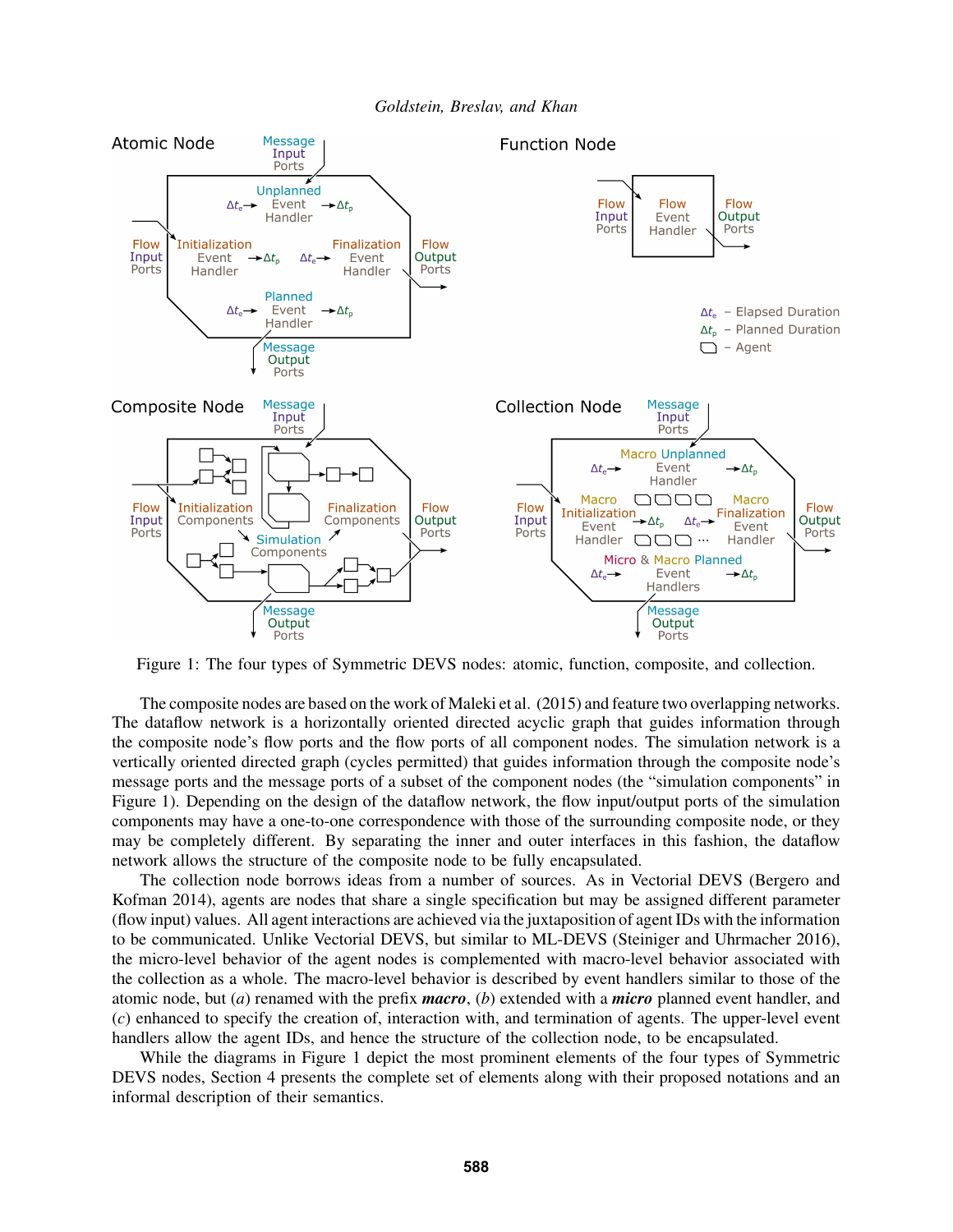Figure 1: The four types of Symmetric DEVS nodes: atomic, function, composite, and collection.

The composite nodes are based on the work of Maleki et al. (2015) and feature two overlapping networks. The dataflow network is a horizontally oriented directed acyclic graph that guides information through the composite node's flow ports and the flow ports of all component nodes. The simulation network is a vertically oriented directed graph (cycles permitted) that guides information through the composite node's message ports and the message ports of a subset of the component nodes (the "simulation components" in Figure 1). Depending on the design of the dataflow network, the flow input/output ports of the simulation components may have a one-to-one correspondence with those of the surrounding composite node, or they may be completely different. By separating the inner and outer interfaces in this fashion, the dataflow network allows the structure of the composite node to be fully encapsulated.

The collection node borrows ideas from a number of sources. As in Vectorial DEVS (Bergero and Kofman 2014), agents are nodes that share a single specification but may be assigned different parameter (flow input) values. All agent interactions are achieved via the juxtaposition of agent IDs with the information to be communicated. Unlike Vectorial DEVS, but similar to ML-DEVS (Steiniger and Uhrmacher 2016), the micro-level behavior of the agent nodes is complemented with macro-level behavior associated with the collection as a whole. The macro-level behavior is described by event handlers similar to those of the atomic node, but (*a*) renamed with the prefix ***macro***, (*b*) extended with a ***micro*** planned event handler, and (*c*) enhanced to specify the creation of, interaction with, and termination of agents. The upper-level event handlers allow the agent IDs, and hence the structure of the collection node, to be encapsulated.

While the diagrams in Figure 1 depict the most prominent elements of the four types of Symmetric DEVS nodes, Section 4 presents the complete set of elements along with their proposed notations and an informal description of their semantics.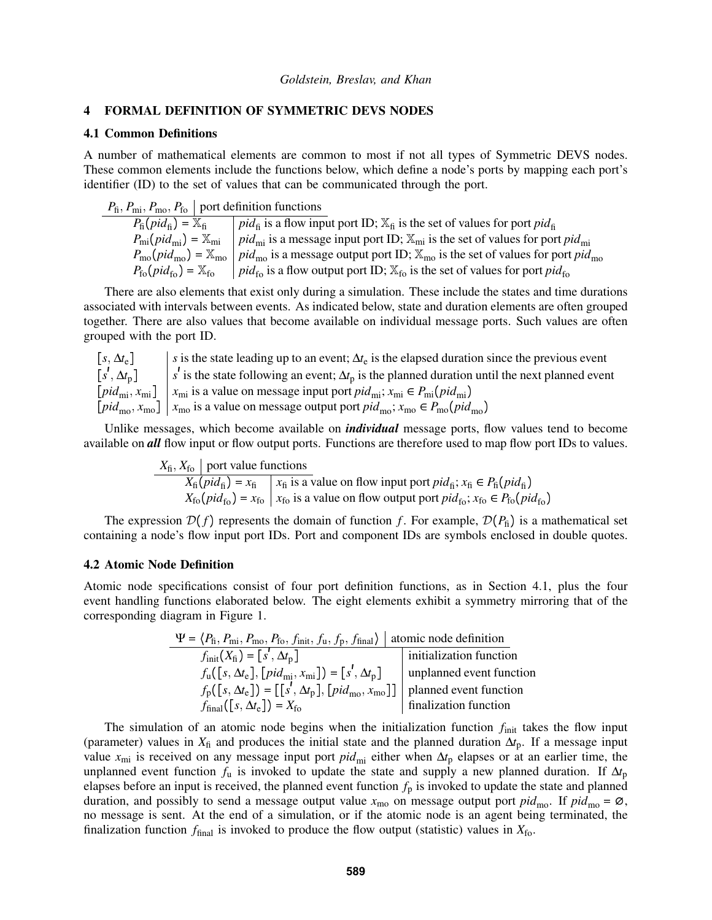## 4 FORMAL DEFINITION OF SYMMETRIC DEVS NODES

### 4.1 Common Definitions

A number of mathematical elements are common to most if not all types of Symmetric DEVS nodes. These common elements include the functions below, which define a node's ports by mapping each port's identifier (ID) to the set of values that can be communicated through the port.

| $P_{\text{fi}}, P_{\text{mi}}, P_{\text{mo}}, P_{\text{fo}}$ | port definition functions |
|---|---|
| $P_{\text{fi}}(pid_{\text{fi}}) = \mathbb{X}_{\text{fi}}$ | $pid_{\text{fi}}$ is a flow input port ID; $\mathbb{X}_{\text{fi}}$ is the set of values for port $pid_{\text{fi}}$ |
| $P_{\text{mi}}(pid_{\text{mi}}) = \mathbb{X}_{\text{mi}}$ | $pid_{\text{mi}}$ is a message input port ID; $\mathbb{X}_{\text{mi}}$ is the set of values for port $pid_{\text{mi}}$ |
| $P_{\text{mo}}(pid_{\text{mo}}) = \mathbb{X}_{\text{mo}}$ | $pid_{\text{mo}}$ is a message output port ID; $\mathbb{X}_{\text{mo}}$ is the set of values for port $pid_{\text{mo}}$ |
| $P_{\text{fo}}(pid_{\text{fo}}) = \mathbb{X}_{\text{fo}}$ | $pid_{\text{fo}}$ is a flow output port ID; $\mathbb{X}_{\text{fo}}$ is the set of values for port $pid_{\text{fo}}$ |

There are also elements that exist only during a simulation. These include the states and time durations associated with intervals between events. As indicated below, state and duration elements are often grouped together. There are also values that become available on individual message ports. Such values are often grouped with the port ID.

| | |
|---|---|
| $[s, \Delta t_{\text{e}}]$ | $s$ is the state leading up to an event; $\Delta t_{\text{e}}$ is the elapsed duration since the previous event |
| $[s', \Delta t_{\text{p}}]$ | $s'$ is the state following an event; $\Delta t_{\text{p}}$ is the planned duration until the next planned event |
| $[pid_{\text{mi}}, x_{\text{mi}}]$ | $x_{\text{mi}}$ is a value on message input port $pid_{\text{mi}}$; $x_{\text{mi}} \in P_{\text{mi}}(pid_{\text{mi}})$ |
| $[pid_{\text{mo}}, x_{\text{mo}}]$ | $x_{\text{mo}}$ is a value on message output port $pid_{\text{mo}}$; $x_{\text{mo}} \in P_{\text{mo}}(pid_{\text{mo}})$ |

Unlike messages, which become available on ***individual*** message ports, flow values tend to become available on ***all*** flow input or flow output ports. Functions are therefore used to map flow port IDs to values.

| $X_{\text{fi}}, X_{\text{fo}}$ | port value functions |
|---|---|
| $X_{\text{fi}}(pid_{\text{fi}}) = x_{\text{fi}}$ | $x_{\text{fi}}$ is a value on flow input port $pid_{\text{fi}}$; $x_{\text{fi}} \in P_{\text{fi}}(pid_{\text{fi}})$ |
| $X_{\text{fo}}(pid_{\text{fo}}) = x_{\text{fo}}$ | $x_{\text{fo}}$ is a value on flow output port $pid_{\text{fo}}$; $x_{\text{fo}} \in P_{\text{fo}}(pid_{\text{fo}})$ |

The expression $\mathcal{D}(f)$ represents the domain of function $f$. For example, $\mathcal{D}(P_{\text{fi}})$ is a mathematical set containing a node's flow input port IDs. Port and component IDs are symbols enclosed in double quotes.

### 4.2 Atomic Node Definition

Atomic node specifications consist of four port definition functions, as in Section 4.1, plus the four event handling functions elaborated below. The eight elements exhibit a symmetry mirroring that of the corresponding diagram in Figure 1.

| $\Psi = \langle P_{\text{fi}}, P_{\text{mi}}, P_{\text{mo}}, P_{\text{fo}}, f_{\text{init}}, f_{\text{u}}, f_{\text{p}}, f_{\text{final}} \rangle$ | atomic node definition |
|---|---|
| $f_{\text{init}}(X_{\text{fi}}) = [s', \Delta t_{\text{p}}]$ | initialization function |
| $f_{\text{u}}([s, \Delta t_{\text{e}}], [pid_{\text{mi}}, x_{\text{mi}}]) = [s', \Delta t_{\text{p}}]$ | unplanned event function |
| $f_{\text{p}}([s, \Delta t_{\text{e}}]) = [[s', \Delta t_{\text{p}}], [pid_{\text{mo}}, x_{\text{mo}}]]$ | planned event function |
| $f_{\text{final}}([s, \Delta t_{\text{e}}]) = X_{\text{fo}}$ | finalization function |

The simulation of an atomic node begins when the initialization function $f_{\text{init}}$ takes the flow input (parameter) values in $X_{\text{fi}}$ and produces the initial state and the planned duration $\Delta t_{\text{p}}$. If a message input value $x_{\text{mi}}$ is received on any message input port $pid_{\text{mi}}$ either when $\Delta t_{\text{p}}$ elapses or at an earlier time, the unplanned event function $f_{\text{u}}$ is invoked to update the state and supply a new planned duration. If $\Delta t_{\text{p}}$ elapses before an input is received, the planned event function $f_{\text{p}}$ is invoked to update the state and planned duration, and possibly to send a message output value $x_{\text{mo}}$ on message output port $pid_{\text{mo}}$. If $pid_{\text{mo}} = \varnothing$, no message is sent. At the end of a simulation, or if the atomic node is an agent being terminated, the finalization function $f_{\text{final}}$ is invoked to produce the flow output (statistic) values in $X_{\text{fo}}$.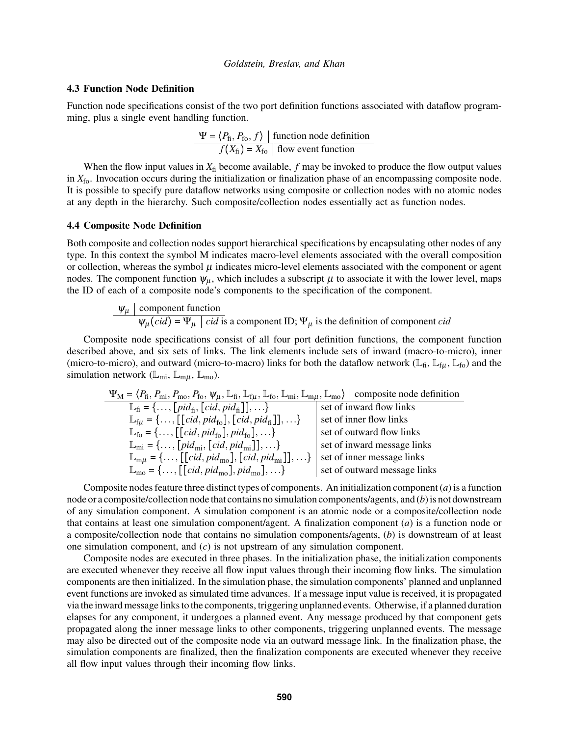### 4.3 Function Node Definition

Function node specifications consist of the two port definition functions associated with dataflow programming, plus a single event handling function.

| $\Psi = \langle P_{\text{fi}}, P_{\text{fo}}, f \rangle$ | function node definition |
|---|---|
| $f(X_{\text{fi}}) = X_{\text{fo}}$ | flow event function |

When the flow input values in $X_{\text{fi}}$ become available, $f$ may be invoked to produce the flow output values in $X_{\text{fo}}$. Invocation occurs during the initialization or finalization phase of an encompassing composite node. It is possible to specify pure dataflow networks using composite or collection nodes with no atomic nodes at any depth in the hierarchy. Such composite/collection nodes essentially act as function nodes.

### 4.4 Composite Node Definition

Both composite and collection nodes support hierarchical specifications by encapsulating other nodes of any type. In this context the symbol M indicates macro-level elements associated with the overall composition or collection, whereas the symbol $\mu$ indicates micro-level elements associated with the component or agent nodes. The component function $\psi_\mu$, which includes a subscript $\mu$ to associate it with the lower level, maps the ID of each of a composite node's components to the specification of the component.

| $\psi_\mu$ | component function |
|---|---|
| $\psi_\mu(cid) = \Psi_\mu$ | $cid$ is a component ID; $\Psi_\mu$ is the definition of component $cid$ |

Composite node specifications consist of all four port definition functions, the component function described above, and six sets of links. The link elements include sets of inward (macro-to-micro), inner (micro-to-micro), and outward (micro-to-macro) links for both the dataflow network ($\mathbb{L}_{\text{fi}}$, $\mathbb{L}_{\text{f}\mu}$, $\mathbb{L}_{\text{fo}}$) and the simulation network ($\mathbb{L}_{\text{mi}}$, $\mathbb{L}_{\text{m}\mu}$, $\mathbb{L}_{\text{mo}}$).

| $\Psi_{\text{M}} = \langle P_{\text{fi}}, P_{\text{mi}}, P_{\text{mo}}, P_{\text{fo}}, \psi_\mu, \mathbb{L}_{\text{fi}}, \mathbb{L}_{\text{f}\mu}, \mathbb{L}_{\text{fo}}, \mathbb{L}_{\text{mi}}, \mathbb{L}_{\text{m}\mu}, \mathbb{L}_{\text{mo}} \rangle$ | composite node definition |
|---|---|
| $\mathbb{L}_{\text{fi}} = \{\ldots, [pid_{\text{fi}}, [cid, pid_{\text{fi}}]], \ldots\}$ | set of inward flow links |
| $\mathbb{L}_{\text{f}\mu} = \{\ldots, [[cid, pid_{\text{fo}}], [cid, pid_{\text{fi}}]], \ldots\}$ | set of inner flow links |
| $\mathbb{L}_{\text{fo}} = \{\ldots, [[cid, pid_{\text{fo}}], pid_{\text{fo}}], \ldots\}$ | set of outward flow links |
| $\mathbb{L}_{\text{mi}} = \{\ldots, [pid_{\text{mi}}, [cid, pid_{\text{mi}}]], \ldots\}$ | set of inward message links |
| $\mathbb{L}_{\text{m}\mu} = \{\ldots, [[cid, pid_{\text{mo}}], [cid, pid_{\text{mi}}]], \ldots\}$ | set of inner message links |
| $\mathbb{L}_{\text{mo}} = \{\ldots, [[cid, pid_{\text{mo}}], pid_{\text{mo}}], \ldots\}$ | set of outward message links |

Composite nodes feature three distinct types of components. An initialization component (*a*) is a function node or a composite/collection node that contains no simulation components/agents, and (*b*) is not downstream of any simulation component. A simulation component is an atomic node or a composite/collection node that contains at least one simulation component/agent. A finalization component (*a*) is a function node or a composite/collection node that contains no simulation components/agents, (*b*) is downstream of at least one simulation component, and (*c*) is not upstream of any simulation component.

Composite nodes are executed in three phases. In the initialization phase, the initialization components are executed whenever they receive all flow input values through their incoming flow links. The simulation components are then initialized. In the simulation phase, the simulation components' planned and unplanned event functions are invoked as simulated time advances. If a message input value is received, it is propagated via the inward message links to the components, triggering unplanned events. Otherwise, if a planned duration elapses for any component, it undergoes a planned event. Any message produced by that component gets propagated along the inner message links to other components, triggering unplanned events. The message may also be directed out of the composite node via an outward message link. In the finalization phase, the simulation components are finalized, then the finalization components are executed whenever they receive all flow input values through their incoming flow links.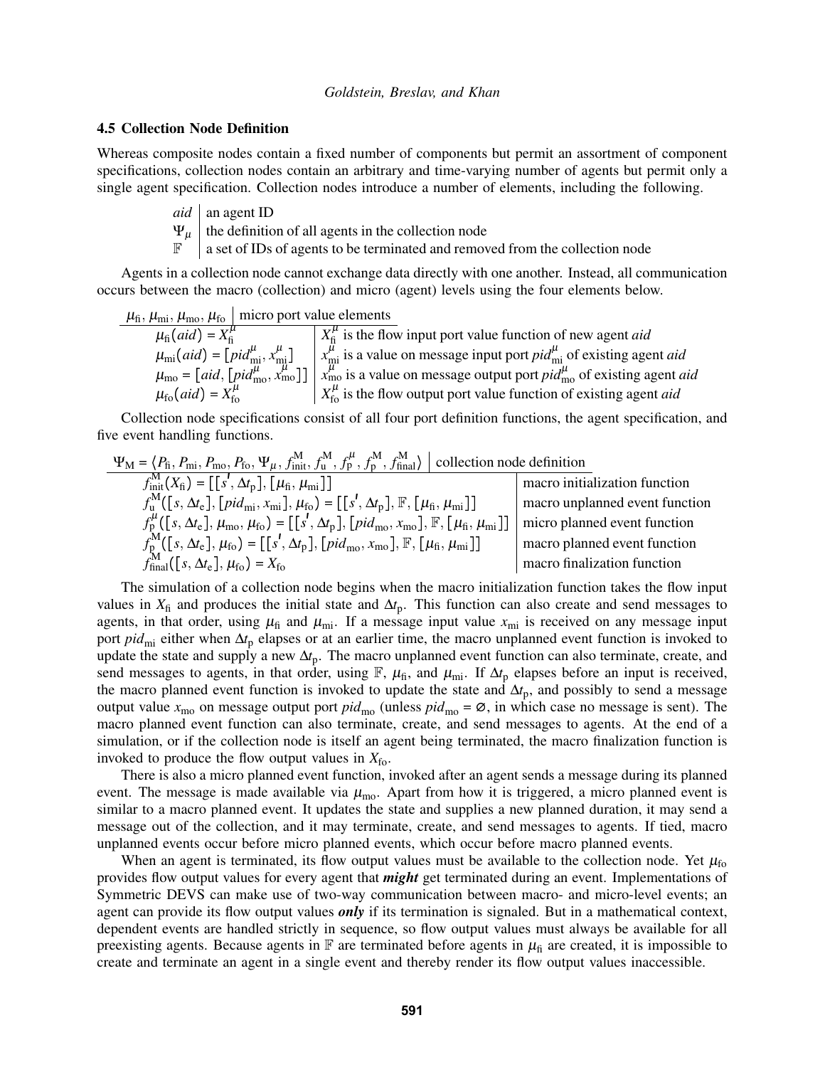### 4.5 Collection Node Definition

Whereas composite nodes contain a fixed number of components but permit an assortment of component specifications, collection nodes contain an arbitrary and time-varying number of agents but permit only a single agent specification. Collection nodes introduce a number of elements, including the following.

| | |
|---|---|
| $aid$ | an agent ID |
| $\Psi_\mu$ | the definition of all agents in the collection node |
| $\mathbb{F}$ | a set of IDs of agents to be terminated and removed from the collection node |

Agents in a collection node cannot exchange data directly with one another. Instead, all communication occurs between the macro (collection) and micro (agent) levels using the four elements below.

| $\mu_{\text{fi}}, \mu_{\text{mi}}, \mu_{\text{mo}}, \mu_{\text{fo}}$ | micro port value elements |
|---|---|
| $\mu_{\text{fi}}(aid) = X^\mu_{\text{fi}}$ | $X^\mu_{\text{fi}}$ is the flow input port value function of new agent $aid$ |
| $\mu_{\text{mi}}(aid) = [pid^\mu_{\text{mi}}, x^\mu_{\text{mi}}]$ | $x^\mu_{\text{mi}}$ is a value on message input port $pid^\mu_{\text{mi}}$ of existing agent $aid$ |
| $\mu_{\text{mo}} = [aid, [pid^\mu_{\text{mo}}, x^\mu_{\text{mo}}]]$ | $x^\mu_{\text{mo}}$ is a value on message output port $pid^\mu_{\text{mo}}$ of existing agent $aid$ |
| $\mu_{\text{fo}}(aid) = X^\mu_{\text{fo}}$ | $X^\mu_{\text{fo}}$ is the flow output port value function of existing agent $aid$ |

Collection node specifications consist of all four port definition functions, the agent specification, and five event handling functions.

| $\Psi_{\text{M}} = \langle P_{\text{fi}}, P_{\text{mi}}, P_{\text{mo}}, P_{\text{fo}}, \Psi_\mu, f^{\text{M}}_{\text{init}}, f^{\text{M}}_{\text{u}}, f^\mu_{\text{p}}, f^{\text{M}}_{\text{p}}, f^{\text{M}}_{\text{final}} \rangle$ | collection node definition |
|---|---|
| $f^{\text{M}}_{\text{init}}(X_{\text{fi}}) = [[s', \Delta t_{\text{p}}], [\mu_{\text{fi}}, \mu_{\text{mi}}]]$ | macro initialization function |
| $f^{\text{M}}_{\text{u}}([s, \Delta t_{\text{e}}], [pid_{\text{mi}}, x_{\text{mi}}], \mu_{\text{fo}}) = [[s', \Delta t_{\text{p}}], \mathbb{F}, [\mu_{\text{fi}}, \mu_{\text{mi}}]]$ | macro unplanned event function |
| $f^\mu_{\text{p}}([s, \Delta t_{\text{e}}], \mu_{\text{mo}}, \mu_{\text{fo}}) = [[s', \Delta t_{\text{p}}], [pid_{\text{mo}}, x_{\text{mo}}], \mathbb{F}, [\mu_{\text{fi}}, \mu_{\text{mi}}]]$ | micro planned event function |
| $f^{\text{M}}_{\text{p}}([s, \Delta t_{\text{e}}], \mu_{\text{fo}}) = [[s', \Delta t_{\text{p}}], [pid_{\text{mo}}, x_{\text{mo}}], \mathbb{F}, [\mu_{\text{fi}}, \mu_{\text{mi}}]]$ | macro planned event function |
| $f^{\text{M}}_{\text{final}}([s, \Delta t_{\text{e}}], \mu_{\text{fo}}) = X_{\text{fo}}$ | macro finalization function |

The simulation of a collection node begins when the macro initialization function takes the flow input values in $X_{\text{fi}}$ and produces the initial state and $\Delta t_{\text{p}}$. This function can also create and send messages to agents, in that order, using $\mu_{\text{fi}}$ and $\mu_{\text{mi}}$. If a message input value $x_{\text{mi}}$ is received on any message input port $pid_{\text{mi}}$ either when $\Delta t_{\text{p}}$ elapses or at an earlier time, the macro unplanned event function is invoked to update the state and supply a new $\Delta t_{\text{p}}$. The macro unplanned event function can also terminate, create, and send messages to agents, in that order, using $\mathbb{F}$, $\mu_{\text{fi}}$, and $\mu_{\text{mi}}$. If $\Delta t_{\text{p}}$ elapses before an input is received, the macro planned event function is invoked to update the state and $\Delta t_{\text{p}}$, and possibly to send a message output value $x_{\text{mo}}$ on message output port $pid_{\text{mo}}$ (unless $pid_{\text{mo}} = \varnothing$, in which case no message is sent). The macro planned event function can also terminate, create, and send messages to agents. At the end of a simulation, or if the collection node is itself an agent being terminated, the macro finalization function is invoked to produce the flow output values in $X_{\text{fo}}$.

There is also a micro planned event function, invoked after an agent sends a message during its planned event. The message is made available via $\mu_{\text{mo}}$. Apart from how it is triggered, a micro planned event is similar to a macro planned event. It updates the state and supplies a new planned duration, it may send a message out of the collection, and it may terminate, create, and send messages to agents. If tied, macro unplanned events occur before micro planned events, which occur before macro planned events.

When an agent is terminated, its flow output values must be available to the collection node. Yet $\mu_{\text{fo}}$ provides flow output values for every agent that ***might*** get terminated during an event. Implementations of Symmetric DEVS can make use of two-way communication between macro- and micro-level events; an agent can provide its flow output values ***only*** if its termination is signaled. But in a mathematical context, dependent events are handled strictly in sequence, so flow output values must always be available for all preexisting agents. Because agents in $\mathbb{F}$ are terminated before agents in $\mu_{\text{fi}}$ are created, it is impossible to create and terminate an agent in a single event and thereby render its flow output values inaccessible.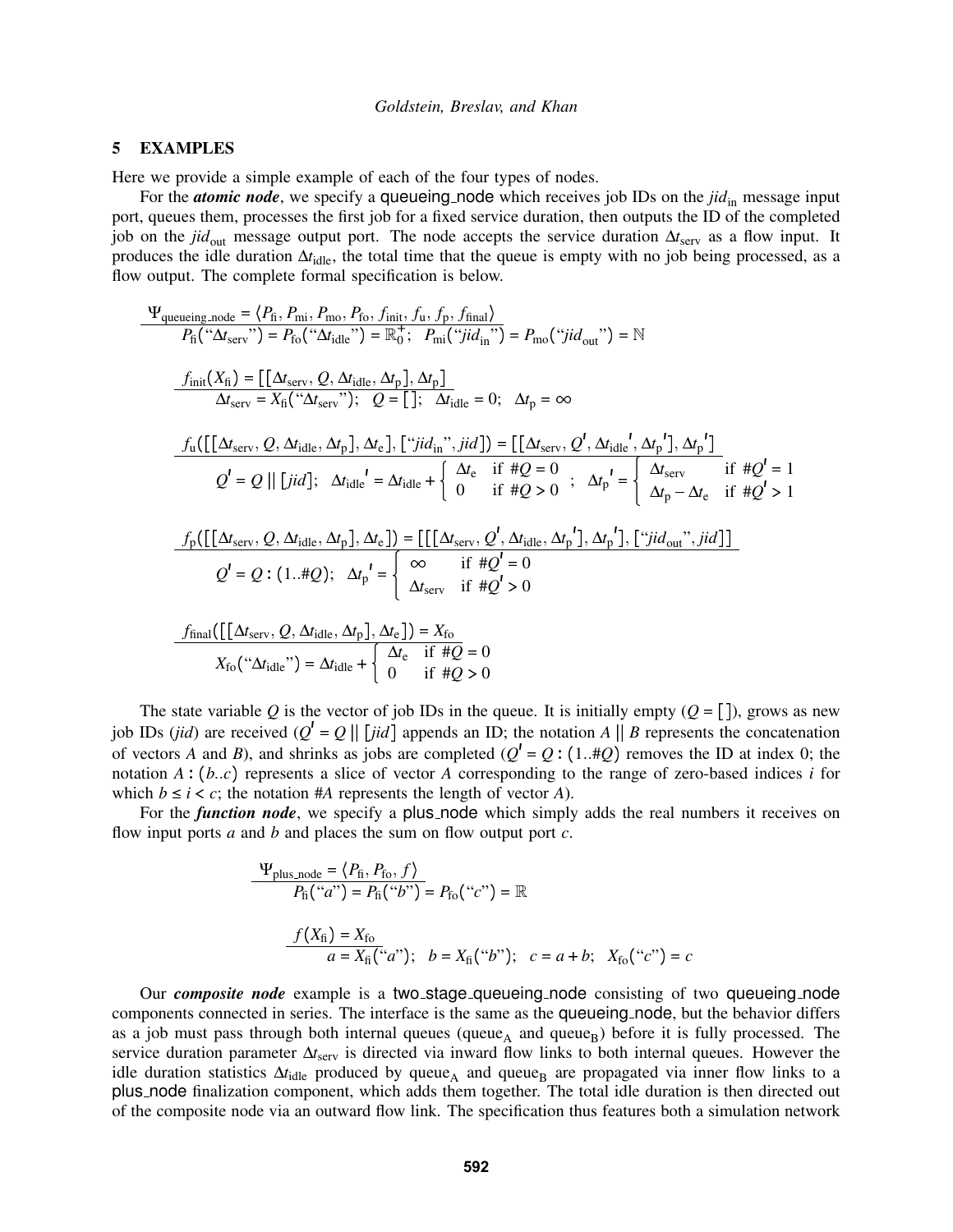## 5 EXAMPLES

Here we provide a simple example of each of the four types of nodes.

For the ***atomic node***, we specify a queueing_node which receives job IDs on the $jid_{\text{in}}$ message input port, queues them, processes the first job for a fixed service duration, then outputs the ID of the completed job on the $jid_{\text{out}}$ message output port. The node accepts the service duration $\Delta t_{\text{serv}}$ as a flow input. It produces the idle duration $\Delta t_{\text{idle}}$, the total time that the queue is empty with no job being processed, as a flow output. The complete formal specification is below.

$$\frac{\Psi_{\text{queueing\_node}} = \langle P_{\text{fi}}, P_{\text{mi}}, P_{\text{mo}}, P_{\text{fo}}, f_{\text{init}}, f_{\text{u}}, f_{\text{p}}, f_{\text{final}} \rangle}{P_{\text{fi}}(\text{``}\Delta t_{\text{serv}}\text{''}) = P_{\text{fo}}(\text{``}\Delta t_{\text{idle}}\text{''}) = \mathbb{R}_0^+; \quad P_{\text{mi}}(\text{``}jid_{\text{in}}\text{''}) = P_{\text{mo}}(\text{``}jid_{\text{out}}\text{''}) = \mathbb{N}}$$

$$\frac{f_{\text{init}}(X_{\text{fi}}) = [[\Delta t_{\text{serv}}, Q, \Delta t_{\text{idle}}, \Delta t_{\text{p}}], \Delta t_{\text{p}}]}{\Delta t_{\text{serv}} = X_{\text{fi}}(\text{``}\Delta t_{\text{serv}}\text{''}); \quad Q = [\,]; \quad \Delta t_{\text{idle}} = 0; \quad \Delta t_{\text{p}} = \infty}$$

$$\frac{f_{\text{u}}([[\Delta t_{\text{serv}}, Q, \Delta t_{\text{idle}}, \Delta t_{\text{p}}], \Delta t_{\text{e}}], [\text{``}jid_{\text{in}}\text{''}, jid]) = [[\Delta t_{\text{serv}}, Q', \Delta t_{\text{idle}}', \Delta t_{\text{p}}'], \Delta t_{\text{p}}']}{Q' = Q \,\|\, [jid]; \quad \Delta t_{\text{idle}}' = \Delta t_{\text{idle}} + \begin{cases} \Delta t_{\text{e}} & \text{if } \#Q = 0 \\ 0 & \text{if } \#Q > 0 \end{cases}; \quad \Delta t_{\text{p}}' = \begin{cases} \Delta t_{\text{serv}} & \text{if } \#Q' = 1 \\ \Delta t_{\text{p}} - \Delta t_{\text{e}} & \text{if } \#Q' > 1 \end{cases}}$$

$$\frac{f_{\text{p}}([[\Delta t_{\text{serv}}, Q, \Delta t_{\text{idle}}, \Delta t_{\text{p}}], \Delta t_{\text{e}}]) = [[[\Delta t_{\text{serv}}, Q', \Delta t_{\text{idle}}, \Delta t_{\text{p}}'], \Delta t_{\text{p}}'], [\text{``}jid_{\text{out}}\text{''}, jid]]}{Q' = Q : (1..\#Q); \quad \Delta t_{\text{p}}' = \begin{cases} \infty & \text{if } \#Q' = 0 \\ \Delta t_{\text{serv}} & \text{if } \#Q' > 0 \end{cases}}$$

$$\frac{f_{\text{final}}([[\Delta t_{\text{serv}}, Q, \Delta t_{\text{idle}}, \Delta t_{\text{p}}], \Delta t_{\text{e}}]) = X_{\text{fo}}}{X_{\text{fo}}(\text{``}\Delta t_{\text{idle}}\text{''}) = \Delta t_{\text{idle}} + \begin{cases} \Delta t_{\text{e}} & \text{if } \#Q = 0 \\ 0 & \text{if } \#Q > 0 \end{cases}}$$

The state variable $Q$ is the vector of job IDs in the queue. It is initially empty ($Q = [\,]$), grows as new job IDs ($jid$) are received ($Q' = Q \,\|\, [jid]$ appends an ID; the notation $A \,\|\, B$ represents the concatenation of vectors $A$ and $B$), and shrinks as jobs are completed ($Q' = Q : (1..\#Q)$ removes the ID at index 0; the notation $A : (b..c)$ represents a slice of vector $A$ corresponding to the range of zero-based indices $i$ for which $b \le i < c$; the notation $\#A$ represents the length of vector $A$).

For the ***function node***, we specify a plus_node which simply adds the real numbers it receives on flow input ports $a$ and $b$ and places the sum on flow output port $c$.

$$\frac{\Psi_{\text{plus\_node}} = \langle P_{\text{fi}}, P_{\text{fo}}, f \rangle}{P_{\text{fi}}(\text{``}a\text{''}) = P_{\text{fi}}(\text{``}b\text{''}) = P_{\text{fo}}(\text{``}c\text{''}) = \mathbb{R}}$$

$$\frac{f(X_{\text{fi}}) = X_{\text{fo}}}{a = X_{\text{fi}}(\text{``}a\text{''}); \quad b = X_{\text{fi}}(\text{``}b\text{''}); \quad c = a + b; \quad X_{\text{fo}}(\text{``}c\text{''}) = c}$$

Our ***composite node*** example is a two_stage_queueing_node consisting of two queueing_node components connected in series. The interface is the same as the queueing_node, but the behavior differs as a job must pass through both internal queues (queue$_\text{A}$ and queue$_\text{B}$) before it is fully processed. The service duration parameter $\Delta t_{\text{serv}}$ is directed via inward flow links to both internal queues. However the idle duration statistics $\Delta t_{\text{idle}}$ produced by queue$_\text{A}$ and queue$_\text{B}$ are propagated via inner flow links to a plus_node finalization component, which adds them together. The total idle duration is then directed out of the composite node via an outward flow link. The specification thus features both a simulation network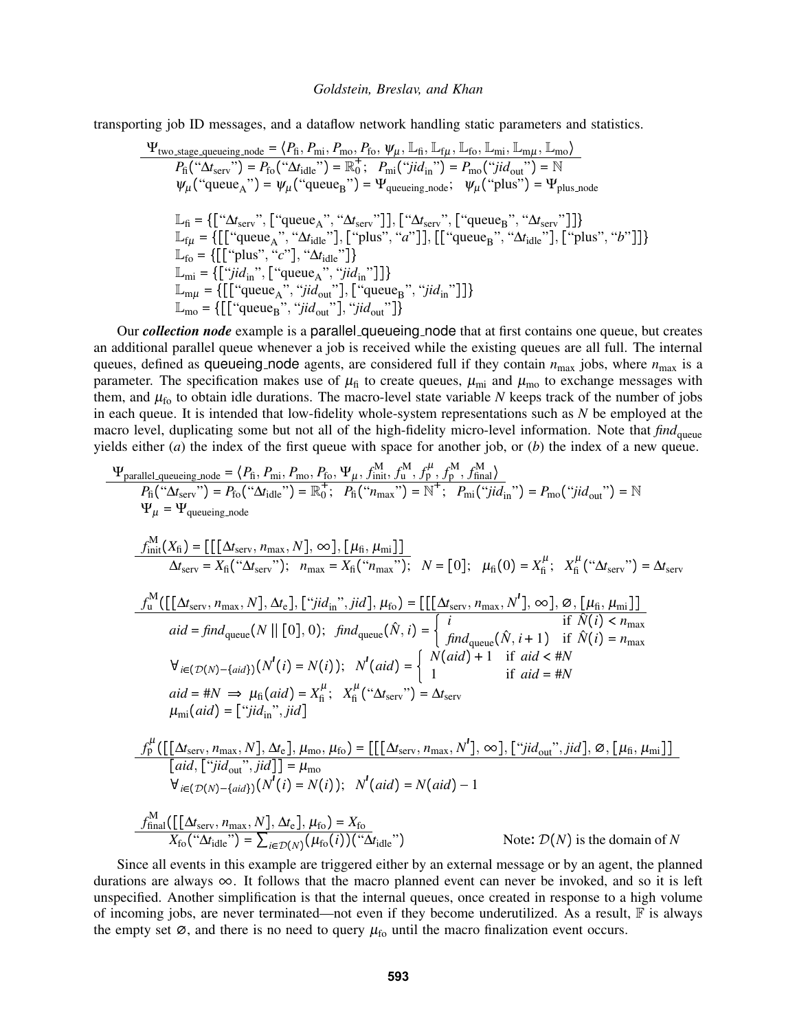transporting job ID messages, and a dataflow network handling static parameters and statistics.

$$\frac{\Psi_{\text{two\_stage\_queueing\_node}} = \langle P_{\text{fi}}, P_{\text{mi}}, P_{\text{mo}}, P_{\text{fo}}, \psi_\mu, \mathbb{L}_{\text{fi}}, \mathbb{L}_{\text{f}\mu}, \mathbb{L}_{\text{fo}}, \mathbb{L}_{\text{mi}}, \mathbb{L}_{\text{m}\mu}, \mathbb{L}_{\text{mo}} \rangle}{\begin{array}{l} P_{\text{fi}}(\text{“}\Delta t_{\text{serv}}\text{”}) = P_{\text{fo}}(\text{“}\Delta t_{\text{idle}}\text{”}) = \mathbb{R}_0^+; \quad P_{\text{mi}}(\text{“}jid_{\text{in}}\text{”}) = P_{\text{mo}}(\text{“}jid_{\text{out}}\text{”}) = \mathbb{N} \\ \psi_\mu(\text{“queue}_\text{A}\text{”}) = \psi_\mu(\text{“queue}_\text{B}\text{”}) = \Psi_{\text{queueing\_node}}; \quad \psi_\mu(\text{“plus”}) = \Psi_{\text{plus\_node}} \\ \\ \mathbb{L}_{\text{fi}} = \{[\text{“}\Delta t_{\text{serv}}\text{”}, [\text{“queue}_\text{A}\text{”}, \text{“}\Delta t_{\text{serv}}\text{”}]], [\text{“}\Delta t_{\text{serv}}\text{”}, [\text{“queue}_\text{B}\text{”}, \text{“}\Delta t_{\text{serv}}\text{”}]]\} \\ \mathbb{L}_{\text{f}\mu} = \{[[\text{“queue}_\text{A}\text{”}, \text{“}\Delta t_{\text{idle}}\text{”}], [\text{“plus”}, \text{“}a\text{”}]], [[\text{“queue}_\text{B}\text{”}, \text{“}\Delta t_{\text{idle}}\text{”}], [\text{“plus”}, \text{“}b\text{”}]]\} \\ \mathbb{L}_{\text{fo}} = \{[[\text{“plus”}, \text{“}c\text{”}], \text{“}\Delta t_{\text{idle}}\text{”}]\} \\ \mathbb{L}_{\text{mi}} = \{[\text{“}jid_{\text{in}}\text{”}, [\text{“queue}_\text{A}\text{”}, \text{“}jid_{\text{in}}\text{”}]]\} \\ \mathbb{L}_{\text{m}\mu} = \{[[\text{“queue}_\text{A}\text{”}, \text{“}jid_{\text{out}}\text{”}], [\text{“queue}_\text{B}\text{”}, \text{“}jid_{\text{in}}\text{”}]]\} \\ \mathbb{L}_{\text{mo}} = \{[[\text{“queue}_\text{B}\text{”}, \text{“}jid_{\text{out}}\text{”}], \text{“}jid_{\text{out}}\text{”}]\} \end{array}}$$

Our ***collection node*** example is a parallel_queueing_node that at first contains one queue, but creates an additional parallel queue whenever a job is received while the existing queues are all full. The internal queues, defined as queueing_node agents, are considered full if they contain $n_{\max}$ jobs, where $n_{\max}$ is a parameter. The specification makes use of $\mu_{\text{fi}}$ to create queues, $\mu_{\text{mi}}$ and $\mu_{\text{mo}}$ to exchange messages with them, and $\mu_{\text{fo}}$ to obtain idle durations. The macro-level state variable $N$ keeps track of the number of jobs in each queue. It is intended that low-fidelity whole-system representations such as $N$ be employed at the macro level, duplicating some but not all of the high-fidelity micro-level information. Note that $\mathit{find}_{\text{queue}}$ yields either ($a$) the index of the first queue with space for another job, or ($b$) the index of a new queue.

$$\frac{\Psi_{\text{parallel\_queueing\_node}} = \langle P_{\text{fi}}, P_{\text{mi}}, P_{\text{mo}}, P_{\text{fo}}, \Psi_\mu, f_{\text{init}}^{\text{M}}, f_{\text{u}}^{\text{M}}, f_{\text{p}}^{\mu}, f_{\text{p}}^{\text{M}}, f_{\text{final}}^{\text{M}} \rangle}{\begin{array}{l} P_{\text{fi}}(\text{“}\Delta t_{\text{serv}}\text{”}) = P_{\text{fo}}(\text{“}\Delta t_{\text{idle}}\text{”}) = \mathbb{R}_0^+; \quad P_{\text{fi}}(\text{“}n_{\max}\text{”}) = \mathbb{N}^+; \quad P_{\text{mi}}(\text{“}jid_{\text{in}}\text{”}) = P_{\text{mo}}(\text{“}jid_{\text{out}}\text{”}) = \mathbb{N} \\ \Psi_\mu = \Psi_{\text{queueing\_node}} \end{array}}$$

$$\frac{f_{\text{init}}^{\text{M}}(X_{\text{fi}}) = [[[\Delta t_{\text{serv}}, n_{\max}, N], \infty], [\mu_{\text{fi}}, \mu_{\text{mi}}]]}{\Delta t_{\text{serv}} = X_{\text{fi}}(\text{“}\Delta t_{\text{serv}}\text{”}); \quad n_{\max} = X_{\text{fi}}(\text{“}n_{\max}\text{”}); \quad N = [0]; \quad \mu_{\text{fi}}(0) = X_{\text{fi}}^{\mu}; \quad X_{\text{fi}}^{\mu}(\text{“}\Delta t_{\text{serv}}\text{”}) = \Delta t_{\text{serv}}}$$

$$\frac{f_{\text{u}}^{\text{M}}([[\Delta t_{\text{serv}}, n_{\max}, N], \Delta t_{\text{e}}], [\text{“}jid_{\text{in}}\text{”}, jid], \mu_{\text{fo}}) = [[[\Delta t_{\text{serv}}, n_{\max}, N'], \infty], \varnothing, [\mu_{\text{fi}}, \mu_{\text{mi}}]]}{\begin{array}{l} aid = \mathit{find}_{\text{queue}}(N \,\|\, [0], 0); \quad \mathit{find}_{\text{queue}}(\hat{N}, i) = \begin{cases} i & \text{if } \hat{N}(i) < n_{\max} \\ \mathit{find}_{\text{queue}}(\hat{N}, i+1) & \text{if } \hat{N}(i) = n_{\max} \end{cases} \\ \forall_{i \in (\mathcal{D}(N) - \{aid\})}(N'(i) = N(i)); \quad N'(aid) = \begin{cases} N(aid) + 1 & \text{if } aid < \#N \\ 1 & \text{if } aid = \#N \end{cases} \\ aid = \#N \implies \mu_{\text{fi}}(aid) = X_{\text{fi}}^{\mu}; \quad X_{\text{fi}}^{\mu}(\text{“}\Delta t_{\text{serv}}\text{”}) = \Delta t_{\text{serv}} \\ \mu_{\text{mi}}(aid) = [\text{“}jid_{\text{in}}\text{”}, jid] \end{array}}$$

$$\frac{f_{\text{p}}^{\mu}([[\Delta t_{\text{serv}}, n_{\max}, N], \Delta t_{\text{e}}], \mu_{\text{mo}}, \mu_{\text{fo}}) = [[[\Delta t_{\text{serv}}, n_{\max}, N'], \infty], [\text{“}jid_{\text{out}}\text{”}, jid], \varnothing, [\mu_{\text{fi}}, \mu_{\text{mi}}]]}{\begin{array}{l} [aid, [\text{“}jid_{\text{out}}\text{”}, jid]] = \mu_{\text{mo}} \\ \forall_{i \in (\mathcal{D}(N) - \{aid\})}(N'(i) = N(i)); \quad N'(aid) = N(aid) - 1 \end{array}}$$

$$\frac{f_{\text{final}}^{\text{M}}([[\Delta t_{\text{serv}}, n_{\max}, N], \Delta t_{\text{e}}], \mu_{\text{fo}}) = X_{\text{fo}}}{X_{\text{fo}}(\text{“}\Delta t_{\text{idle}}\text{”}) = \sum_{i \in \mathcal{D}(N)} (\mu_{\text{fo}}(i))(\text{“}\Delta t_{\text{idle}}\text{”})}$$

Note: $\mathcal{D}(N)$ is the domain of $N$

Since all events in this example are triggered either by an external message or by an agent, the planned durations are always $\infty$. It follows that the macro planned event can never be invoked, and so it is left unspecified. Another simplification is that the internal queues, once created in response to a high volume of incoming jobs, are never terminated—not even if they become underutilized. As a result, $\mathbb{F}$ is always the empty set $\varnothing$, and there is no need to query $\mu_{\text{fo}}$ until the macro finalization event occurs.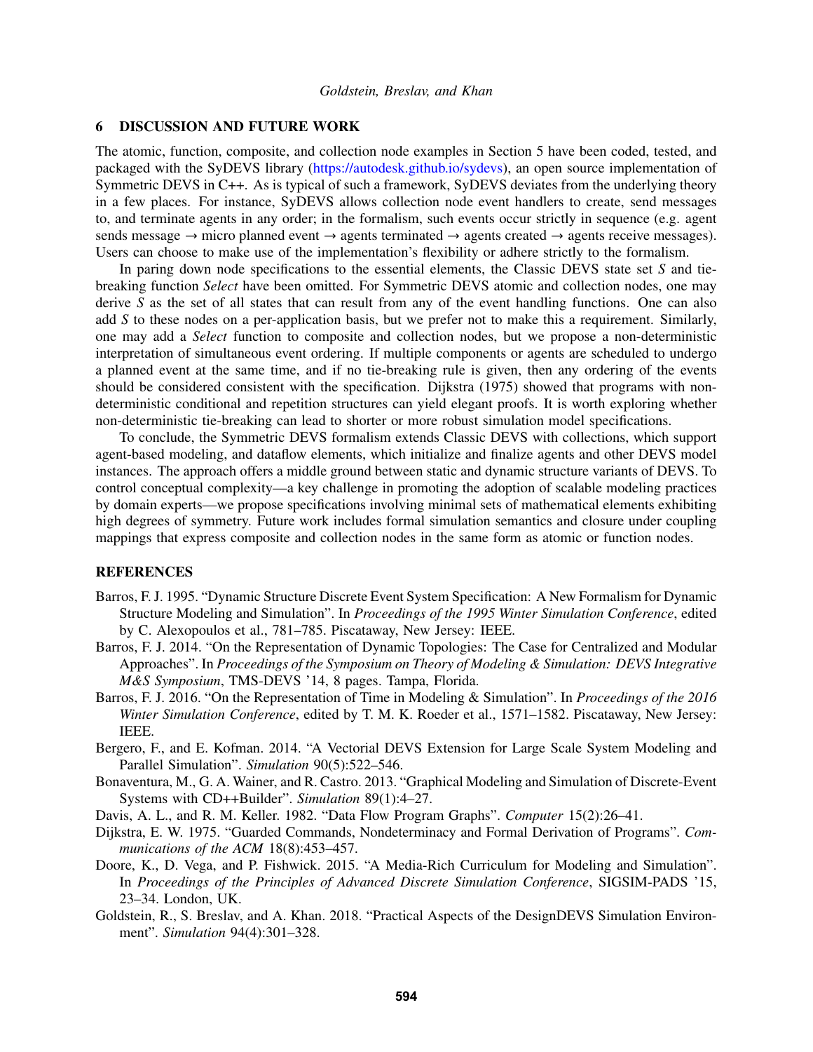## 6 DISCUSSION AND FUTURE WORK

The atomic, function, composite, and collection node examples in Section 5 have been coded, tested, and packaged with the SyDEVS library (https://autodesk.github.io/sydevs), an open source implementation of Symmetric DEVS in C++. As is typical of such a framework, SyDEVS deviates from the underlying theory in a few places. For instance, SyDEVS allows collection node event handlers to create, send messages to, and terminate agents in any order; in the formalism, such events occur strictly in sequence (e.g. agent sends message → micro planned event → agents terminated → agents created → agents receive messages). Users can choose to make use of the implementation's flexibility or adhere strictly to the formalism.

In paring down node specifications to the essential elements, the Classic DEVS state set $S$ and tie-breaking function *Select* have been omitted. For Symmetric DEVS atomic and collection nodes, one may derive $S$ as the set of all states that can result from any of the event handling functions. One can also add $S$ to these nodes on a per-application basis, but we prefer not to make this a requirement. Similarly, one may add a *Select* function to composite and collection nodes, but we propose a non-deterministic interpretation of simultaneous event ordering. If multiple components or agents are scheduled to undergo a planned event at the same time, and if no tie-breaking rule is given, then any ordering of the events should be considered consistent with the specification. Dijkstra (1975) showed that programs with non-deterministic conditional and repetition structures can yield elegant proofs. It is worth exploring whether non-deterministic tie-breaking can lead to shorter or more robust simulation model specifications.

To conclude, the Symmetric DEVS formalism extends Classic DEVS with collections, which support agent-based modeling, and dataflow elements, which initialize and finalize agents and other DEVS model instances. The approach offers a middle ground between static and dynamic structure variants of DEVS. To control conceptual complexity—a key challenge in promoting the adoption of scalable modeling practices by domain experts—we propose specifications involving minimal sets of mathematical elements exhibiting high degrees of symmetry. Future work includes formal simulation semantics and closure under coupling mappings that express composite and collection nodes in the same form as atomic or function nodes.

## REFERENCES

Barros, F. J. 1995. "Dynamic Structure Discrete Event System Specification: A New Formalism for Dynamic Structure Modeling and Simulation". In *Proceedings of the 1995 Winter Simulation Conference*, edited by C. Alexopoulos et al., 781–785. Piscataway, New Jersey: IEEE.

Barros, F. J. 2014. "On the Representation of Dynamic Topologies: The Case for Centralized and Modular Approaches". In *Proceedings of the Symposium on Theory of Modeling & Simulation: DEVS Integrative M&S Symposium*, TMS-DEVS '14, 8 pages. Tampa, Florida.

Barros, F. J. 2016. "On the Representation of Time in Modeling & Simulation". In *Proceedings of the 2016 Winter Simulation Conference*, edited by T. M. K. Roeder et al., 1571–1582. Piscataway, New Jersey: IEEE.

Bergero, F., and E. Kofman. 2014. "A Vectorial DEVS Extension for Large Scale System Modeling and Parallel Simulation". *Simulation* 90(5):522–546.

Bonaventura, M., G. A. Wainer, and R. Castro. 2013. "Graphical Modeling and Simulation of Discrete-Event Systems with CD++Builder". *Simulation* 89(1):4–27.

Davis, A. L., and R. M. Keller. 1982. "Data Flow Program Graphs". *Computer* 15(2):26–41.

Dijkstra, E. W. 1975. "Guarded Commands, Nondeterminacy and Formal Derivation of Programs". *Communications of the ACM* 18(8):453–457.

Doore, K., D. Vega, and P. Fishwick. 2015. "A Media-Rich Curriculum for Modeling and Simulation". In *Proceedings of the Principles of Advanced Discrete Simulation Conference*, SIGSIM-PADS '15, 23–34. London, UK.

Goldstein, R., S. Breslav, and A. Khan. 2018. "Practical Aspects of the DesignDEVS Simulation Environment". *Simulation* 94(4):301–328.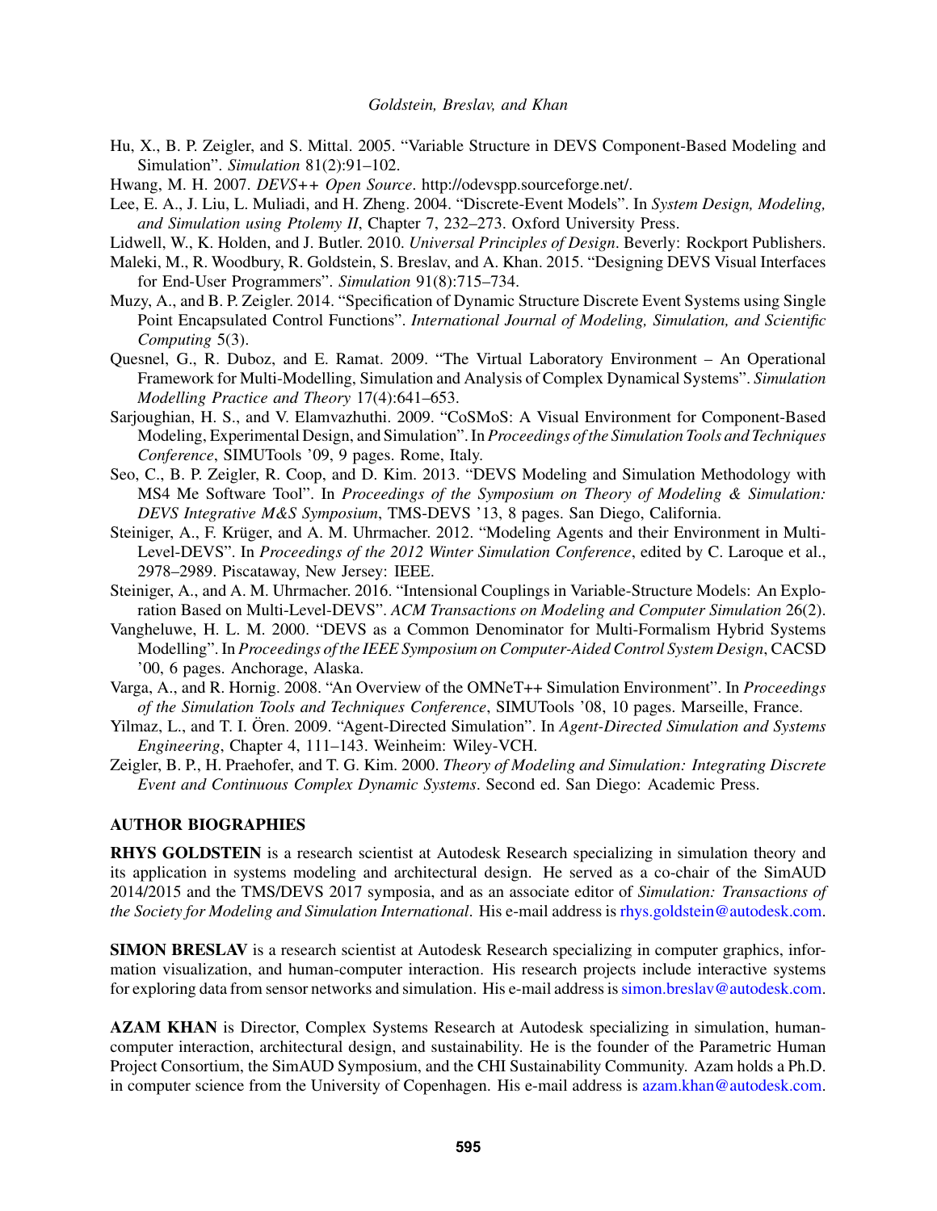Hu, X., B. P. Zeigler, and S. Mittal. 2005. "Variable Structure in DEVS Component-Based Modeling and Simulation". *Simulation* 81(2):91–102.

Hwang, M. H. 2007. *DEVS++ Open Source*. http://odevspp.sourceforge.net/.

Lee, E. A., J. Liu, L. Muliadi, and H. Zheng. 2004. "Discrete-Event Models". In *System Design, Modeling, and Simulation using Ptolemy II*, Chapter 7, 232–273. Oxford University Press.

Lidwell, W., K. Holden, and J. Butler. 2010. *Universal Principles of Design*. Beverly: Rockport Publishers.

Maleki, M., R. Woodbury, R. Goldstein, S. Breslav, and A. Khan. 2015. "Designing DEVS Visual Interfaces for End-User Programmers". *Simulation* 91(8):715–734.

Muzy, A., and B. P. Zeigler. 2014. "Specification of Dynamic Structure Discrete Event Systems using Single Point Encapsulated Control Functions". *International Journal of Modeling, Simulation, and Scientific Computing* 5(3).

Quesnel, G., R. Duboz, and E. Ramat. 2009. "The Virtual Laboratory Environment – An Operational Framework for Multi-Modelling, Simulation and Analysis of Complex Dynamical Systems". *Simulation Modelling Practice and Theory* 17(4):641–653.

Sarjoughian, H. S., and V. Elamvazhuthi. 2009. "CoSMoS: A Visual Environment for Component-Based Modeling, Experimental Design, and Simulation". In *Proceedings of the Simulation Tools and Techniques Conference*, SIMUTools '09, 9 pages. Rome, Italy.

Seo, C., B. P. Zeigler, R. Coop, and D. Kim. 2013. "DEVS Modeling and Simulation Methodology with MS4 Me Software Tool". In *Proceedings of the Symposium on Theory of Modeling & Simulation: DEVS Integrative M&S Symposium*, TMS-DEVS '13, 8 pages. San Diego, California.

Steiniger, A., F. Krüger, and A. M. Uhrmacher. 2012. "Modeling Agents and their Environment in Multi-Level-DEVS". In *Proceedings of the 2012 Winter Simulation Conference*, edited by C. Laroque et al., 2978–2989. Piscataway, New Jersey: IEEE.

Steiniger, A., and A. M. Uhrmacher. 2016. "Intensional Couplings in Variable-Structure Models: An Exploration Based on Multi-Level-DEVS". *ACM Transactions on Modeling and Computer Simulation* 26(2).

Vangheluwe, H. L. M. 2000. "DEVS as a Common Denominator for Multi-Formalism Hybrid Systems Modelling". In *Proceedings of the IEEE Symposium on Computer-Aided Control System Design*, CACSD '00, 6 pages. Anchorage, Alaska.

Varga, A., and R. Hornig. 2008. "An Overview of the OMNeT++ Simulation Environment". In *Proceedings of the Simulation Tools and Techniques Conference*, SIMUTools '08, 10 pages. Marseille, France.

Yilmaz, L., and T. I. Ören. 2009. "Agent-Directed Simulation". In *Agent-Directed Simulation and Systems Engineering*, Chapter 4, 111–143. Weinheim: Wiley-VCH.

Zeigler, B. P., H. Praehofer, and T. G. Kim. 2000. *Theory of Modeling and Simulation: Integrating Discrete Event and Continuous Complex Dynamic Systems*. Second ed. San Diego: Academic Press.

## AUTHOR BIOGRAPHIES

**RHYS GOLDSTEIN** is a research scientist at Autodesk Research specializing in simulation theory and its application in systems modeling and architectural design. He served as a co-chair of the SimAUD 2014/2015 and the TMS/DEVS 2017 symposia, and as an associate editor of *Simulation: Transactions of the Society for Modeling and Simulation International*. His e-mail address is rhys.goldstein@autodesk.com.

**SIMON BRESLAV** is a research scientist at Autodesk Research specializing in computer graphics, information visualization, and human-computer interaction. His research projects include interactive systems for exploring data from sensor networks and simulation. His e-mail address is simon.breslav@autodesk.com.

**AZAM KHAN** is Director, Complex Systems Research at Autodesk specializing in simulation, human-computer interaction, architectural design, and sustainability. He is the founder of the Parametric Human Project Consortium, the SimAUD Symposium, and the CHI Sustainability Community. Azam holds a Ph.D. in computer science from the University of Copenhagen. His e-mail address is azam.khan@autodesk.com.